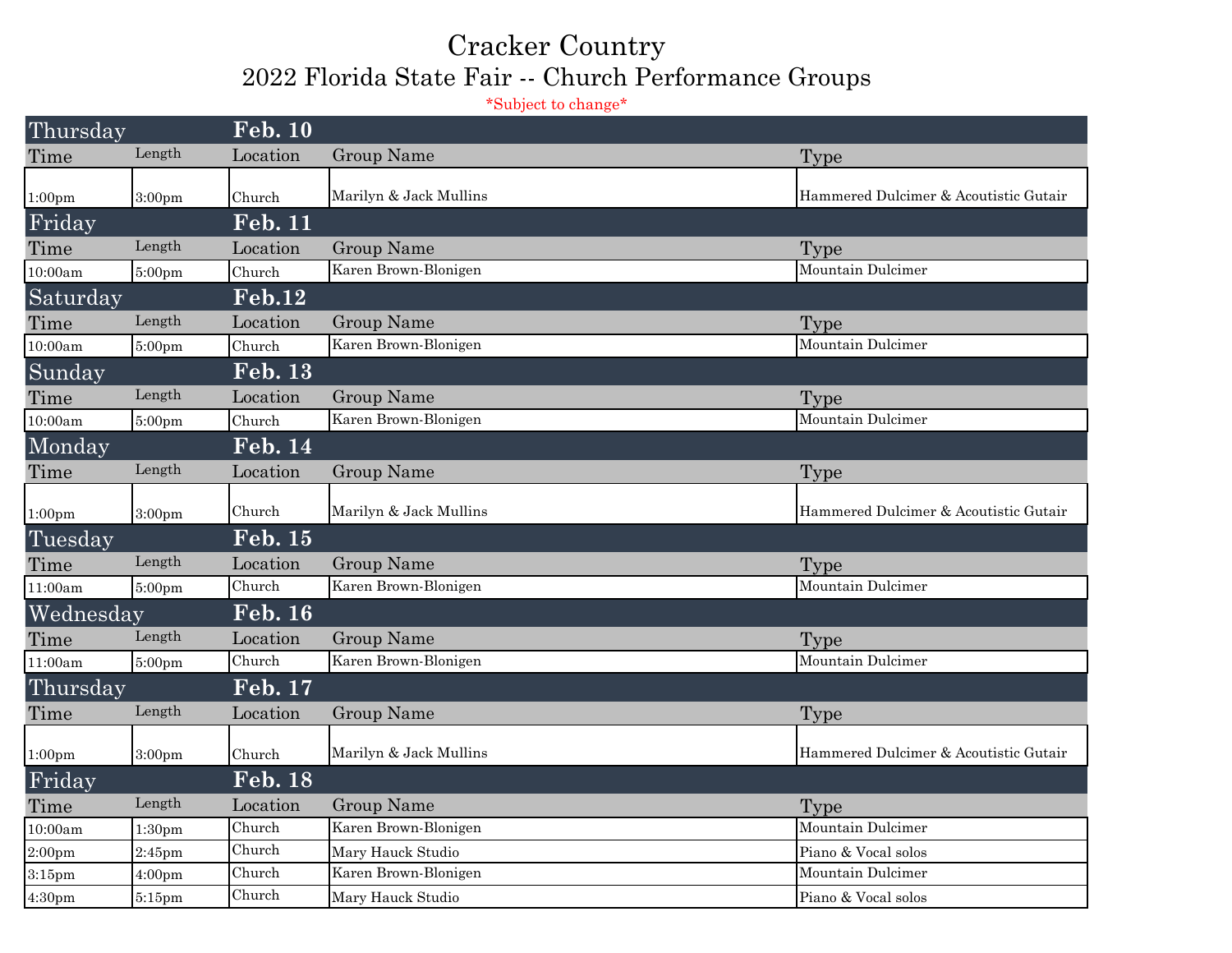# Cracker Country

## 2022 Florida State Fair -- Church Performance Groups

*Subject to change*

### Thursday Feb. 10

| Time | Length | Location | Group Name | Type |
|---|---|---|---|---|
| 1:00pm | 3:00pm | Church | Marilyn & Jack Mullins | Hammered Dulcimer & Acoutistic Gutair |

### Friday Feb. 11

| Time | Length | Location | Group Name | Type |
|---|---|---|---|---|
| 10:00am | 5:00pm | Church | Karen Brown-Blonigen | Mountain Dulcimer |

### Saturday Feb.12

| Time | Length | Location | Group Name | Type |
|---|---|---|---|---|
| 10:00am | 5:00pm | Church | Karen Brown-Blonigen | Mountain Dulcimer |

### Sunday Feb. 13

| Time | Length | Location | Group Name | Type |
|---|---|---|---|---|
| 10:00am | 5:00pm | Church | Karen Brown-Blonigen | Mountain Dulcimer |

### Monday Feb. 14

| Time | Length | Location | Group Name | Type |
|---|---|---|---|---|
| 1:00pm | 3:00pm | Church | Marilyn & Jack Mullins | Hammered Dulcimer & Acoutistic Gutair |

### Tuesday Feb. 15

| Time | Length | Location | Group Name | Type |
|---|---|---|---|---|
| 11:00am | 5:00pm | Church | Karen Brown-Blonigen | Mountain Dulcimer |

### Wednesday Feb. 16

| Time | Length | Location | Group Name | Type |
|---|---|---|---|---|
| 11:00am | 5:00pm | Church | Karen Brown-Blonigen | Mountain Dulcimer |

### Thursday Feb. 17

| Time | Length | Location | Group Name | Type |
|---|---|---|---|---|
| 1:00pm | 3:00pm | Church | Marilyn & Jack Mullins | Hammered Dulcimer & Acoutistic Gutair |

### Friday Feb. 18

| Time | Length | Location | Group Name | Type |
|---|---|---|---|---|
| 10:00am | 1:30pm | Church | Karen Brown-Blonigen | Mountain Dulcimer |
| 2:00pm | 2:45pm | Church | Mary Hauck Studio | Piano & Vocal solos |
| 3:15pm | 4:00pm | Church | Karen Brown-Blonigen | Mountain Dulcimer |
| 4:30pm | 5:15pm | Church | Mary Hauck Studio | Piano & Vocal solos |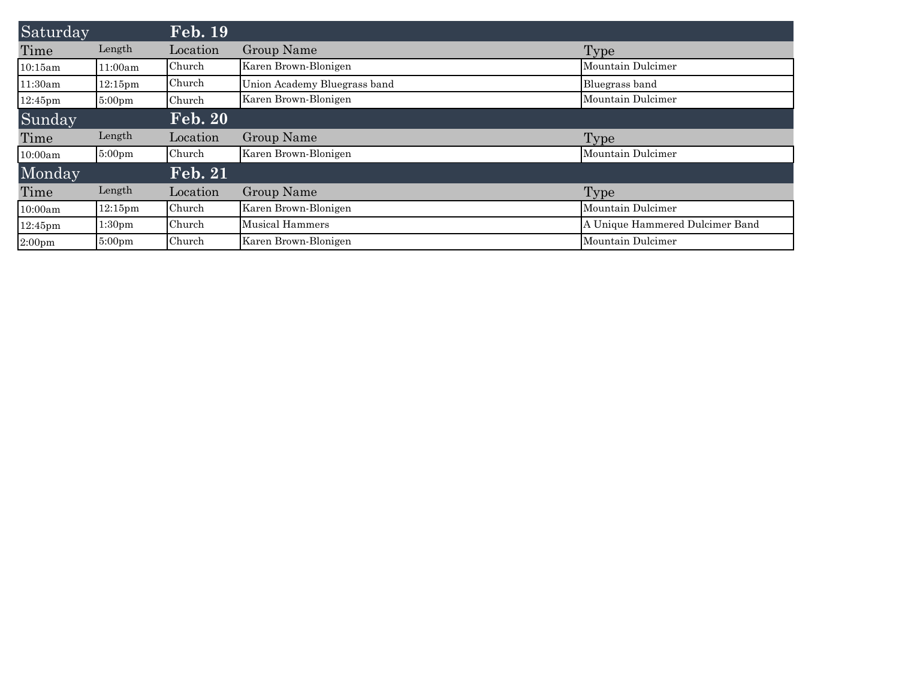| Saturday | | Feb. 19 | | |
| --- | --- | --- | --- | --- |
| Time | Length | Location | Group Name | Type |
| 10:15am | 11:00am | Church | Karen Brown-Blonigen | Mountain Dulcimer |
| 11:30am | 12:15pm | Church | Union Academy Bluegrass band | Bluegrass band |
| 12:45pm | 5:00pm | Church | Karen Brown-Blonigen | Mountain Dulcimer |
| **Sunday** | | **Feb. 20** | | |
| Time | Length | Location | Group Name | Type |
| 10:00am | 5:00pm | Church | Karen Brown-Blonigen | Mountain Dulcimer |
| **Monday** | | **Feb. 21** | | |
| Time | Length | Location | Group Name | Type |
| 10:00am | 12:15pm | Church | Karen Brown-Blonigen | Mountain Dulcimer |
| 12:45pm | 1:30pm | Church | Musical Hammers | A Unique Hammered Dulcimer Band |
| 2:00pm | 5:00pm | Church | Karen Brown-Blonigen | Mountain Dulcimer |